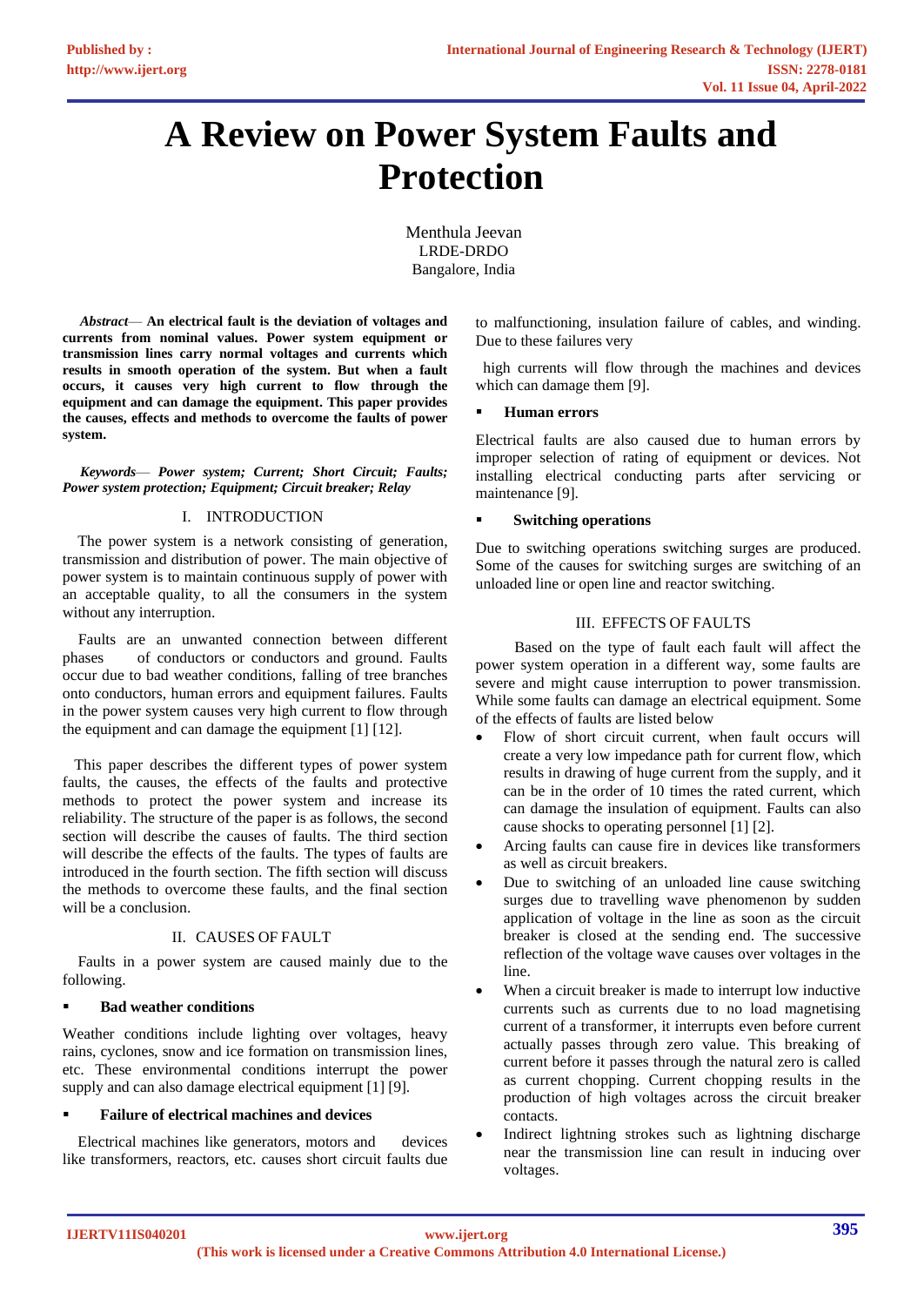# A Review on Power System Faults and Protection

Menthula Jeevan
LRDE-DRDO
Bangalore, India

***Abstract*— An electrical fault is the deviation of voltages and currents from nominal values. Power system equipment or transmission lines carry normal voltages and currents which results in smooth operation of the system. But when a fault occurs, it causes very high current to flow through the equipment and can damage the equipment. This paper provides the causes, effects and methods to overcome the faults of power system.**

***Keywords*— Power system; Current; Short Circuit; Faults; Power system protection; Equipment; Circuit breaker; Relay**

## I. INTRODUCTION

The power system is a network consisting of generation, transmission and distribution of power. The main objective of power system is to maintain continuous supply of power with an acceptable quality, to all the consumers in the system without any interruption.

Faults are an unwanted connection between different phases of conductors or conductors and ground. Faults occur due to bad weather conditions, falling of tree branches onto conductors, human errors and equipment failures. Faults in the power system causes very high current to flow through the equipment and can damage the equipment [1] [12].

This paper describes the different types of power system faults, the causes, the effects of the faults and protective methods to protect the power system and increase its reliability. The structure of the paper is as follows, the second section will describe the causes of faults. The third section will describe the effects of the faults. The types of faults are introduced in the fourth section. The fifth section will discuss the methods to overcome these faults, and the final section will be a conclusion.

## II. CAUSES OF FAULT

Faults in a power system are caused mainly due to the following.

- **Bad weather conditions**

Weather conditions include lighting over voltages, heavy rains, cyclones, snow and ice formation on transmission lines, etc. These environmental conditions interrupt the power supply and can also damage electrical equipment [1] [9].

- **Failure of electrical machines and devices**

Electrical machines like generators, motors and devices like transformers, reactors, etc. causes short circuit faults due to malfunctioning, insulation failure of cables, and winding. Due to these failures very

high currents will flow through the machines and devices which can damage them [9].

- **Human errors**

Electrical faults are also caused due to human errors by improper selection of rating of equipment or devices. Not installing electrical conducting parts after servicing or maintenance [9].

- **Switching operations**

Due to switching operations switching surges are produced. Some of the causes for switching surges are switching of an unloaded line or open line and reactor switching.

## III. EFFECTS OF FAULTS

Based on the type of fault each fault will affect the power system operation in a different way, some faults are severe and might cause interruption to power transmission. While some faults can damage an electrical equipment. Some of the effects of faults are listed below

- Flow of short circuit current, when fault occurs will create a very low impedance path for current flow, which results in drawing of huge current from the supply, and it can be in the order of 10 times the rated current, which can damage the insulation of equipment. Faults can also cause shocks to operating personnel [1] [2].
- Arcing faults can cause fire in devices like transformers as well as circuit breakers.
- Due to switching of an unloaded line cause switching surges due to travelling wave phenomenon by sudden application of voltage in the line as soon as the circuit breaker is closed at the sending end. The successive reflection of the voltage wave causes over voltages in the line.
- When a circuit breaker is made to interrupt low inductive currents such as currents due to no load magnetising current of a transformer, it interrupts even before current actually passes through zero value. This breaking of current before it passes through the natural zero is called as current chopping. Current chopping results in the production of high voltages across the circuit breaker contacts.
- Indirect lightning strokes such as lightning discharge near the transmission line can result in inducing over voltages.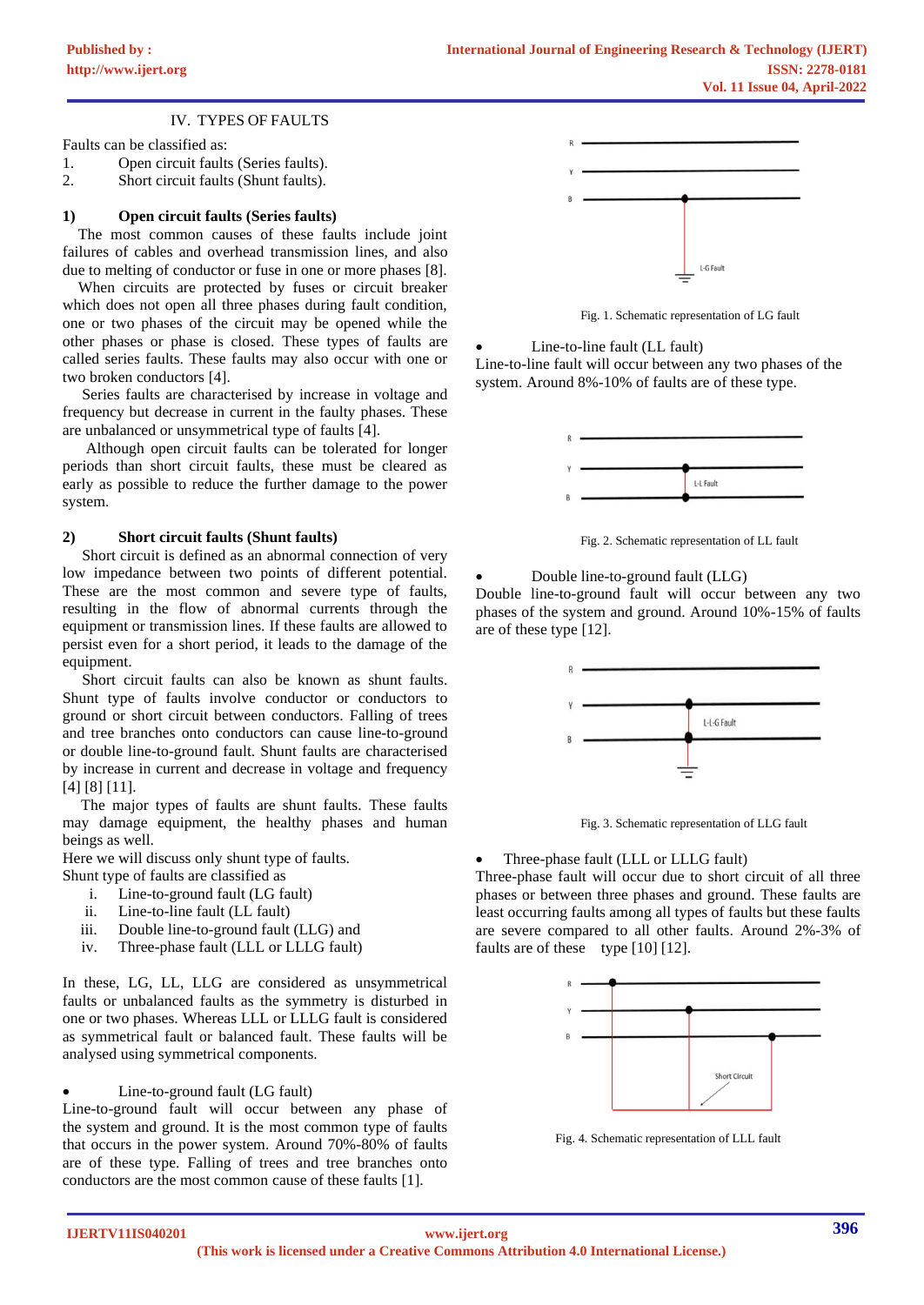## IV. TYPES OF FAULTS

Faults can be classified as:

1. Open circuit faults (Series faults).
2. Short circuit faults (Shunt faults).

### 1) Open circuit faults (Series faults)

The most common causes of these faults include joint failures of cables and overhead transmission lines, and also due to melting of conductor or fuse in one or more phases [8].

When circuits are protected by fuses or circuit breaker which does not open all three phases during fault condition, one or two phases of the circuit may be opened while the other phases or phase is closed. These types of faults are called series faults. These faults may also occur with one or two broken conductors [4].

Series faults are characterised by increase in voltage and frequency but decrease in current in the faulty phases. These are unbalanced or unsymmetrical type of faults [4].

Although open circuit faults can be tolerated for longer periods than short circuit faults, these must be cleared as early as possible to reduce the further damage to the power system.

### 2) Short circuit faults (Shunt faults)

Short circuit is defined as an abnormal connection of very low impedance between two points of different potential. These are the most common and severe type of faults, resulting in the flow of abnormal currents through the equipment or transmission lines. If these faults are allowed to persist even for a short period, it leads to the damage of the equipment.

Short circuit faults can also be known as shunt faults. Shunt type of faults involve conductor or conductors to ground or short circuit between conductors. Falling of trees and tree branches onto conductors can cause line-to-ground or double line-to-ground fault. Shunt faults are characterised by increase in current and decrease in voltage and frequency [4] [8] [11].

The major types of faults are shunt faults. These faults may damage equipment, the healthy phases and human beings as well.

Here we will discuss only shunt type of faults.

Shunt type of faults are classified as

i. Line-to-ground fault (LG fault)
ii. Line-to-line fault (LL fault)
iii. Double line-to-ground fault (LLG) and
iv. Three-phase fault (LLL or LLLG fault)

In these, LG, LL, LLG are considered as unsymmetrical faults or unbalanced faults as the symmetry is disturbed in one or two phases. Whereas LLL or LLLG fault is considered as symmetrical fault or balanced fault. These faults will be analysed using symmetrical components.

- Line-to-ground fault (LG fault)

Line-to-ground fault will occur between any phase of the system and ground. It is the most common type of faults that occurs in the power system. Around 70%-80% of faults are of these type. Falling of trees and tree branches onto conductors are the most common cause of these faults [1].

Fig. 1. Schematic representation of LG fault

- Line-to-line fault (LL fault)

Line-to-line fault will occur between any two phases of the system. Around 8%-10% of faults are of these type.

Fig. 2. Schematic representation of LL fault

- Double line-to-ground fault (LLG)

Double line-to-ground fault will occur between any two phases of the system and ground. Around 10%-15% of faults are of these type [12].

Fig. 3. Schematic representation of LLG fault

- Three-phase fault (LLL or LLLG fault)

Three-phase fault will occur due to short circuit of all three phases or between three phases and ground. These faults are least occurring faults among all types of faults but these faults are severe compared to other faults. Around 2%-3% of faults are of these type [10] [12].

Fig. 4. Schematic representation of LLL fault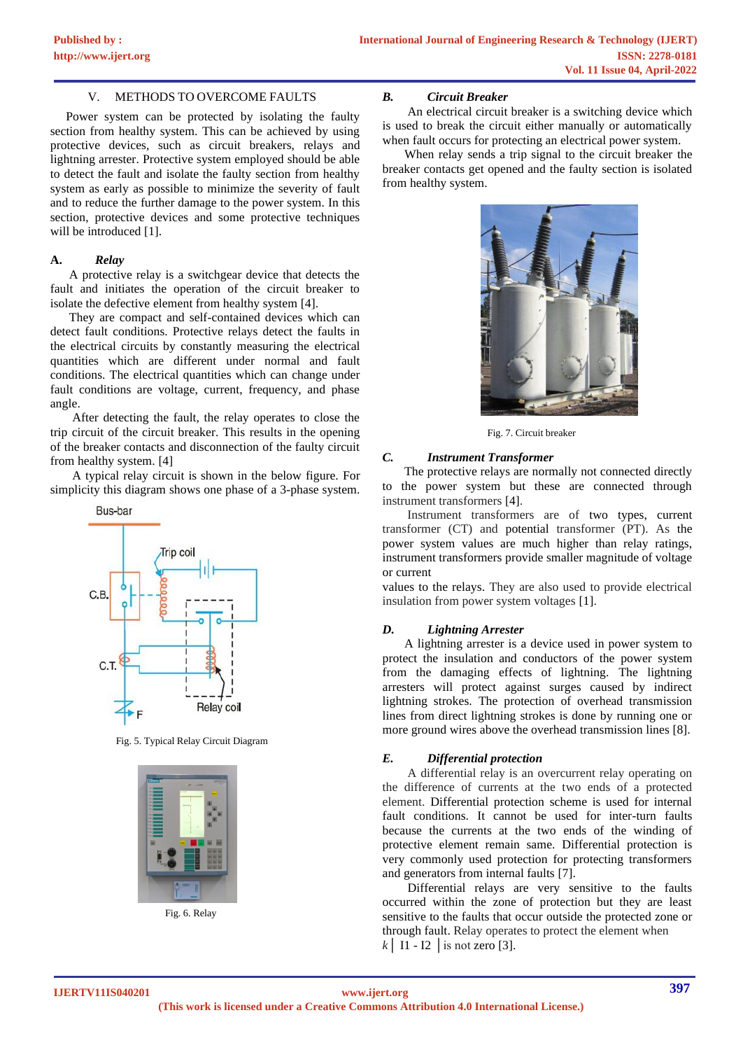## V. METHODS TO OVERCOME FAULTS

Power system can be protected by isolating the faulty section from healthy system. This can be achieved by using protective devices, such as circuit breakers, relays and lightning arrester. Protective system employed should be able to detect the fault and isolate the faulty section from healthy system as early as possible to minimize the severity of fault and to reduce the further damage to the power system. In this section, protective devices and some protective techniques will be introduced [1].

### A. *Relay*

A protective relay is a switchgear device that detects the fault and initiates the operation of the circuit breaker to isolate the defective element from healthy system [4].

They are compact and self-contained devices which can detect fault conditions. Protective relays detect the faults in the electrical circuits by constantly measuring the electrical quantities which are different under normal and fault conditions. The electrical quantities which can change under fault conditions are voltage, current, frequency, and phase angle.

After detecting the fault, the relay operates to close the trip circuit of the circuit breaker. This results in the opening of the breaker contacts and disconnection of the faulty circuit from healthy system. [4]

A typical relay circuit is shown in the below figure. For simplicity this diagram shows one phase of a 3-phase system.

Fig. 5. Typical Relay Circuit Diagram

Fig. 6. Relay

### B. *Circuit Breaker*

An electrical circuit breaker is a switching device which is used to break the circuit either manually or automatically when fault occurs for protecting an electrical power system.

When relay sends a trip signal to the circuit breaker the breaker contacts get opened and the faulty section is isolated from healthy system.

Fig. 7. Circuit breaker

### C. *Instrument Transformer*

The protective relays are normally not connected directly to the power system but these are connected through instrument transformers [4].

Instrument transformers are of two types, current transformer (CT) and potential transformer (PT). As the power system values are much higher than relay ratings, instrument transformers provide smaller magnitude of voltage or current values to the relays. They are also used to provide electrical insulation from power system voltages [1].

### D. *Lightning Arrester*

A lightning arrester is a device used in power system to protect the insulation and conductors of the power system from the damaging effects of lightning. The lightning arresters will protect against surges caused by indirect lightning strokes. The protection of overhead transmission lines from direct lightning strokes is done by running one or more ground wires above the overhead transmission lines [8].

### E. *Differential protection*

A differential relay is an overcurrent relay operating on the difference of currents at the two ends of a protected element. Differential protection scheme is used for internal fault conditions. It cannot be used for inter-turn faults because the currents at the two ends of the winding of protective element remain same. Differential protection is very commonly used protection for protecting transformers and generators from internal faults [7].

Differential relays are very sensitive to the faults occurred within the zone of protection but they are least sensitive to the faults that occur outside the protected zone or through fault. Relay operates to protect the element when $k\,|\,I1 - I2\,|$ is not zero [3].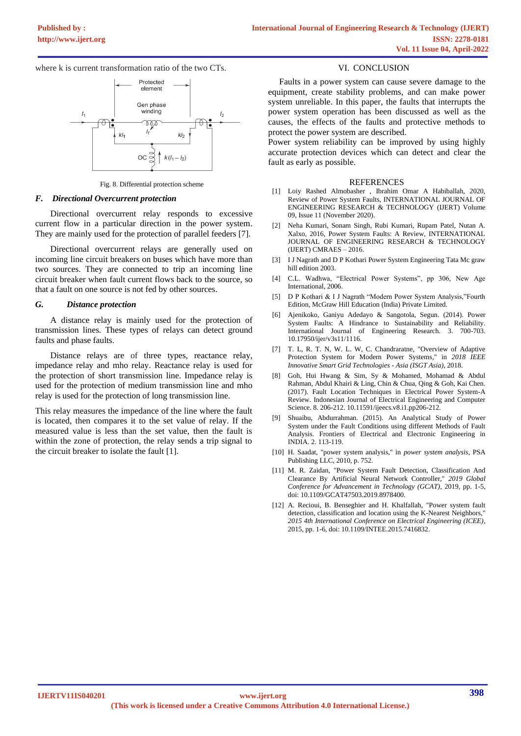where k is current transformation ratio of the two CTs.

Protected element

Gen phase winding

$I_1$

$I_2$

$kI_1$

$I_f$

$kI_2$

OC

$k(I_1 - I_2)$

Fig. 8. Differential protection scheme

### *F. Directional Overcurrent protection*

Directional overcurrent relay responds to excessive current flow in a particular direction in the power system. They are mainly used for the protection of parallel feeders [7].

Directional overcurrent relays are generally used on incoming line circuit breakers on buses which have more than two sources. They are connected to trip an incoming line circuit breaker when fault current flows back to the source, so that a fault on one source is not fed by other sources.

### *G. Distance protection*

A distance relay is mainly used for the protection of transmission lines. These types of relays can detect ground faults and phase faults.

Distance relays are of three types, reactance relay, impedance relay and mho relay. Reactance relay is used for the protection of short transmission line. Impedance relay is used for the protection of medium transmission line and mho relay is used for the protection of long transmission line.

This relay measures the impedance of the line where the fault is located, then compares it to the set value of relay. If the measured value is less than the set value, then the fault is within the zone of protection, the relay sends a trip signal to the circuit breaker to isolate the fault [1].

## VI. CONCLUSION

Faults in a power system can cause severe damage to the equipment, create stability problems, and can make power system unreliable. In this paper, the faults that interrupts the power system operation has been discussed as well as the causes, the effects of the faults and protective methods to protect the power system are described.

Power system reliability can be improved by using highly accurate protection devices which can detect and clear the fault as early as possible.

## REFERENCES

[1] Loiy Rashed Almobasher , Ibrahim Omar A Habiballah, 2020, Review of Power System Faults, INTERNATIONAL JOURNAL OF ENGINEERING RESEARCH & TECHNOLOGY (IJERT) Volume 09, Issue 11 (November 2020).

[2] Neha Kumari, Sonam Singh, Rubi Kumari, Rupam Patel, Nutan A. Xalxo, 2016, Power System Faults: A Review, INTERNATIONAL JOURNAL OF ENGINEERING RESEARCH & TECHNOLOGY (IJERT) CMRAES – 2016.

[3] I J Nagrath and D P Kothari Power System Engineering Tata Mc graw hill edition 2003.

[4] C.L. Wadhwa, "Electrical Power Systems", pp 306, New Age International, 2006.

[5] D P Kothari & I J Nagrath "Modern Power System Analysis,"Fourth Edition, McGraw Hill Education (India) Private Limited.

[6] Ajenikoko, Ganiyu Adedayo & Sangotola, Segun. (2014). Power System Faults: A Hindrance to Sustainability and Reliability. International Journal of Engineering Research. 3. 700-703. 10.17950/ijer/v3s11/1116.

[7] T. L, R. T. N, W. L. W, C. Chandraratne, "Overview of Adaptive Protection System for Modern Power Systems," in *2018 IEEE Innovative Smart Grid Technologies - Asia (ISGT Asia)*, 2018.

[8] Goh, Hui Hwang & Sim, Sy & Mohamed, Mohamad & Abdul Rahman, Abdul Khairi & Ling, Chin & Chua, Qing & Goh, Kai Chen. (2017). Fault Location Techniques in Electrical Power System-A Review. Indonesian Journal of Electrical Engineering and Computer Science. 8. 206-212. 10.11591/ijeecs.v8.i1.pp206-212.

[9] Shuaibu, Abdurrahman. (2015). An Analytical Study of Power System under the Fault Conditions using different Methods of Fault Analysis. Frontiers of Electrical and Electronic Engineering in INDIA. 2. 113-119.

[10] H. Saadat, "power system analysis," in *power system analysis*, PSA Publishing LLC, 2010, p. 752.

[11] M. R. Zaidan, "Power System Fault Detection, Classification And Clearance By Artificial Neural Network Controller," *2019 Global Conference for Advancement in Technology (GCAT)*, 2019, pp. 1-5, doi: 10.1109/GCAT47503.2019.8978400.

[12] A. Recioui, B. Benseghier and H. Khalfallah, "Power system fault detection, classification and location using the K-Nearest Neighbors," *2015 4th International Conference on Electrical Engineering (ICEE)*, 2015, pp. 1-6, doi: 10.1109/INTEE.2015.7416832.